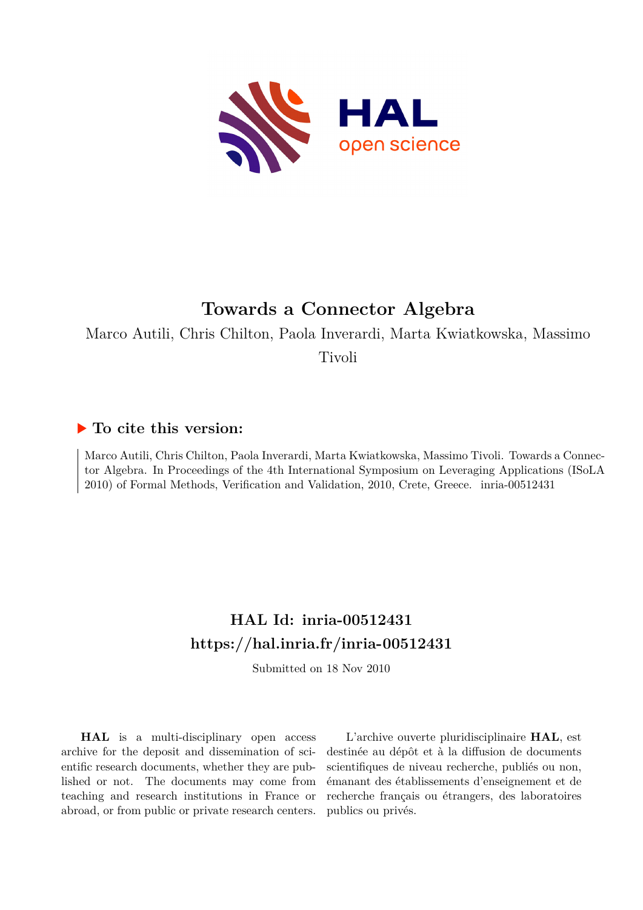# Towards a Connector Algebra

Marco Autili, Chris Chilton, Paola Inverardi, Marta Kwiatkowska, Massimo Tivoli

## ▶ To cite this version:

Marco Autili, Chris Chilton, Paola Inverardi, Marta Kwiatkowska, Massimo Tivoli. Towards a Connector Algebra. In Proceedings of the 4th International Symposium on Leveraging Applications (ISoLA 2010) of Formal Methods, Verification and Validation, 2010, Crete, Greece. inria-00512431

## HAL Id: inria-00512431
## https://hal.inria.fr/inria-00512431

Submitted on 18 Nov 2010

**HAL** is a multi-disciplinary open access archive for the deposit and dissemination of scientific research documents, whether they are published or not. The documents may come from teaching and research institutions in France or abroad, or from public or private research centers.

L'archive ouverte pluridisciplinaire **HAL**, est destinée au dépôt et à la diffusion de documents scientifiques de niveau recherche, publiés ou non, émanant des établissements d'enseignement et de recherche français ou étrangers, des laboratoires publics ou privés.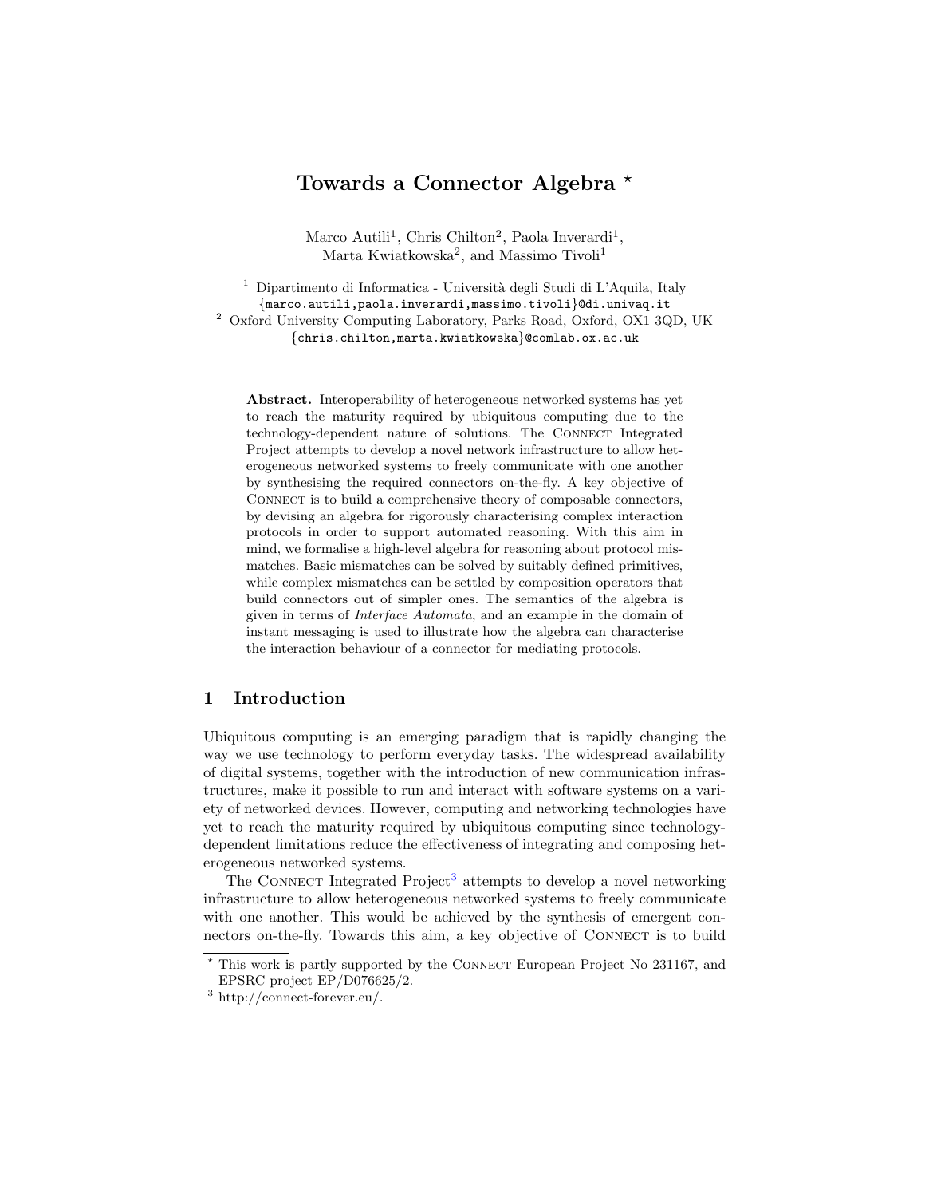# Towards a Connector Algebra *

Marco Autili[1], Chris Chilton[2], Paola Inverardi[1], Marta Kwiatkowska[2], and Massimo Tivoli[1]

[1] Dipartimento di Informatica - Università degli Studi di L'Aquila, Italy
{marco.autili,paola.inverardi,massimo.tivoli}@di.univaq.it
[2] Oxford University Computing Laboratory, Parks Road, Oxford, OX1 3QD, UK
{chris.chilton,marta.kwiatkowska}@comlab.ox.ac.uk

**Abstract.** Interoperability of heterogeneous networked systems has yet to reach the maturity required by ubiquitous computing due to the technology-dependent nature of solutions. The CONNECT Integrated Project attempts to develop a novel network infrastructure to allow heterogeneous networked systems to freely communicate with one another by synthesising the required connectors on-the-fly. A key objective of CONNECT is to build a comprehensive theory of composable connectors, by devising an algebra for rigorously characterising complex interaction protocols in order to support automated reasoning. With this aim in mind, we formalise a high-level algebra for reasoning about protocol mismatches. Basic mismatches can be solved by suitably defined primitives, while complex mismatches can be settled by composition operators that build connectors out of simpler ones. The semantics of the algebra is given in terms of *Interface Automata*, and an example in the domain of instant messaging is used to illustrate how the algebra can characterise the interaction behaviour of a connector for mediating protocols.

## 1 Introduction

Ubiquitous computing is an emerging paradigm that is rapidly changing the way we use technology to perform everyday tasks. The widespread availability of digital systems, together with the introduction of new communication infrastructures, make it possible to run and interact with software systems on a variety of networked devices. However, computing and networking technologies have yet to reach the maturity required by ubiquitous computing since technology-dependent limitations reduce the effectiveness of integrating and composing heterogeneous networked systems.

The CONNECT Integrated Project[3] attempts to develop a novel networking infrastructure to allow heterogeneous networked systems to freely communicate with one another. This would be achieved by the synthesis of emergent connectors on-the-fly. Towards this aim, a key objective of CONNECT is to build

---

* This work is partly supported by the CONNECT European Project No 231167, and EPSRC project EP/D076625/2.

[3] http://connect-forever.eu/.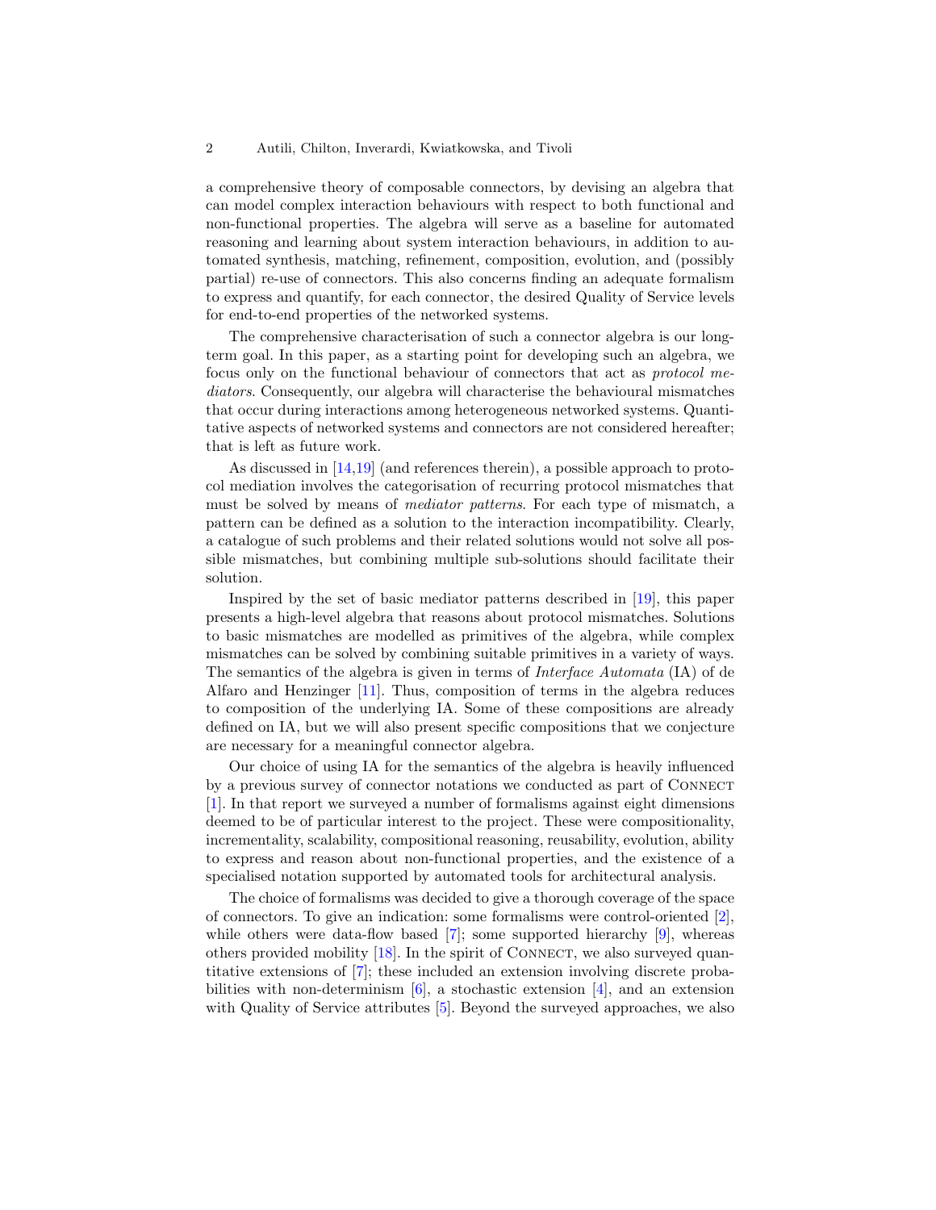a comprehensive theory of composable connectors, by devising an algebra that can model complex interaction behaviours with respect to both functional and non-functional properties. The algebra will serve as a baseline for automated reasoning and learning about system interaction behaviours, in addition to automated synthesis, matching, refinement, composition, evolution, and (possibly partial) re-use of connectors. This also concerns finding an adequate formalism to express and quantify, for each connector, the desired Quality of Service levels for end-to-end properties of the networked systems.

The comprehensive characterisation of such a connector algebra is our long-term goal. In this paper, as a starting point for developing such an algebra, we focus only on the functional behaviour of connectors that act as *protocol mediators*. Consequently, our algebra will characterise the behavioural mismatches that occur during interactions among heterogeneous networked systems. Quantitative aspects of networked systems and connectors are not considered hereafter; that is left as future work.

As discussed in [14,19] (and references therein), a possible approach to protocol mediation involves the categorisation of recurring protocol mismatches that must be solved by means of *mediator patterns*. For each type of mismatch, a pattern can be defined as a solution to the interaction incompatibility. Clearly, a catalogue of such problems and their related solutions would not solve all possible mismatches, but combining multiple sub-solutions should facilitate their solution.

Inspired by the set of basic mediator patterns described in [19], this paper presents a high-level algebra that reasons about protocol mismatches. Solutions to basic mismatches are modelled as primitives of the algebra, while complex mismatches can be solved by combining suitable primitives in a variety of ways. The semantics of the algebra is given in terms of *Interface Automata* (IA) of de Alfaro and Henzinger [11]. Thus, composition of terms in the algebra reduces to composition of the underlying IA. Some of these compositions are already defined on IA, but we will also present specific compositions that we conjecture are necessary for a meaningful connector algebra.

Our choice of using IA for the semantics of the algebra is heavily influenced by a previous survey of connector notations we conducted as part of CONNECT [1]. In that report we surveyed a number of formalisms against eight dimensions deemed to be of particular interest to the project. These were compositionality, incrementality, scalability, compositional reasoning, reusability, evolution, ability to express and reason about non-functional properties, and the existence of a specialised notation supported by automated tools for architectural analysis.

The choice of formalisms was decided to give a thorough coverage of the space of connectors. To give an indication: some formalisms were control-oriented [2], while others were data-flow based [7]; some supported hierarchy [9], whereas others provided mobility [18]. In the spirit of CONNECT, we also surveyed quantitative extensions of [7]; these included an extension involving discrete probabilities with non-determinism [6], a stochastic extension [4], and an extension with Quality of Service attributes [5]. Beyond the surveyed approaches, we also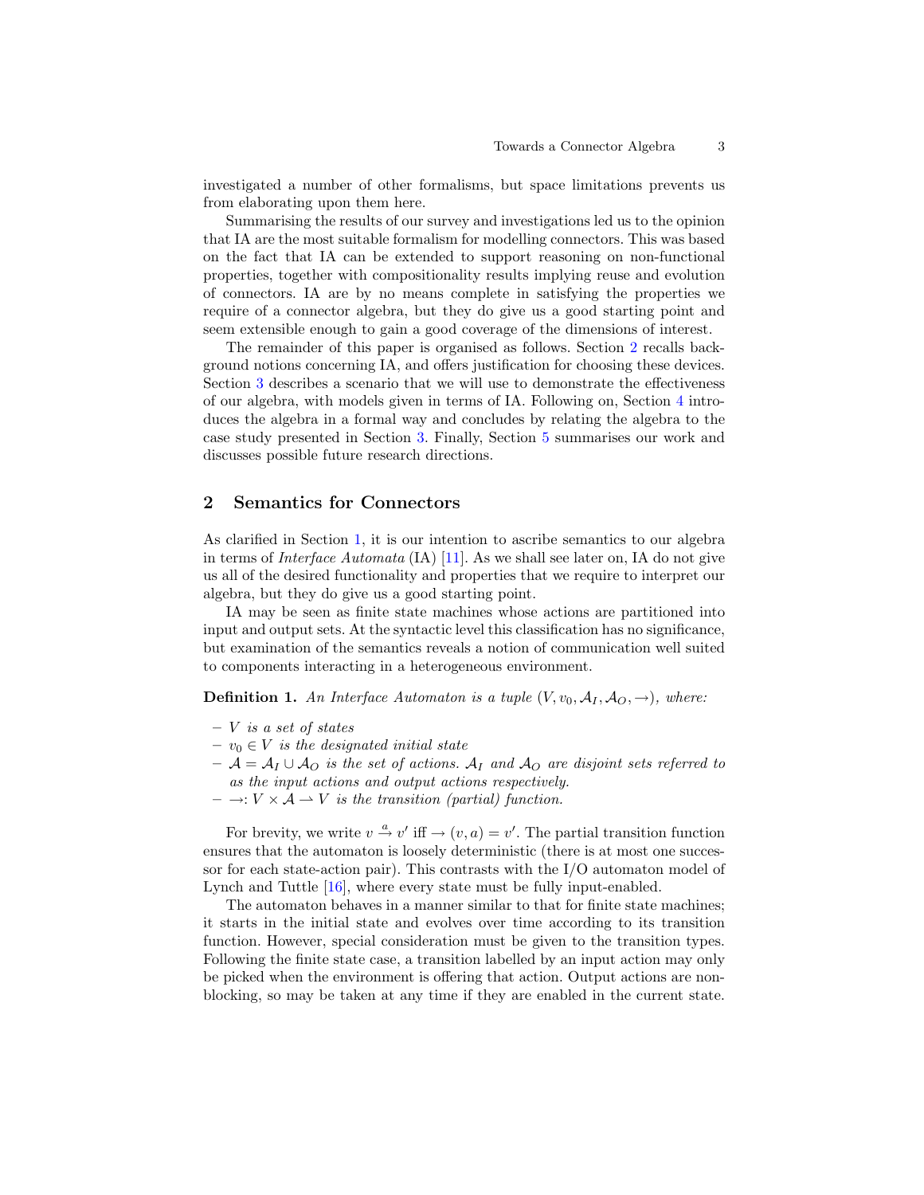investigated a number of other formalisms, but space limitations prevents us from elaborating upon them here.

Summarising the results of our survey and investigations led us to the opinion that IA are the most suitable formalism for modelling connectors. This was based on the fact that IA can be extended to support reasoning on non-functional properties, together with compositionality results implying reuse and evolution of connectors. IA are by no means complete in satisfying the properties we require of a connector algebra, but they do give us a good starting point and seem extensible enough to gain a good coverage of the dimensions of interest.

The remainder of this paper is organised as follows. Section 2 recalls background notions concerning IA, and offers justification for choosing these devices. Section 3 describes a scenario that we will use to demonstrate the effectiveness of our algebra, with models given in terms of IA. Following on, Section 4 introduces the algebra in a formal way and concludes by relating the algebra to the case study presented in Section 3. Finally, Section 5 summarises our work and discusses possible future research directions.

## 2 Semantics for Connectors

As clarified in Section 1, it is our intention to ascribe semantics to our algebra in terms of *Interface Automata* (IA) [11]. As we shall see later on, IA do not give us all of the desired functionality and properties that we require to interpret our algebra, but they do give us a good starting point.

IA may be seen as finite state machines whose actions are partitioned into input and output sets. At the syntactic level this classification has no significance, but examination of the semantics reveals a notion of communication well suited to components interacting in a heterogeneous environment.

**Definition 1.** *An Interface Automaton is a tuple* $(V, v_0, \mathcal{A}_I, \mathcal{A}_O, \rightarrow)$*, where:*

- $V$ *is a set of states*
- $v_0 \in V$ *is the designated initial state*
- $\mathcal{A} = \mathcal{A}_I \cup \mathcal{A}_O$ *is the set of actions.* $\mathcal{A}_I$ *and* $\mathcal{A}_O$ *are disjoint sets referred to as the input actions and output actions respectively.*
- $\rightarrow : V \times \mathcal{A} \rightharpoonup V$ *is the transition (partial) function.*

For brevity, we write $v \xrightarrow{a} v'$ iff $\rightarrow(v, a) = v'$. The partial transition function ensures that the automaton is loosely deterministic (there is at most one successor for each state-action pair). This contrasts with the I/O automaton model of Lynch and Tuttle [16], where every state must be fully input-enabled.

The automaton behaves in a manner similar to that for finite state machines; it starts in the initial state and evolves over time according to its transition function. However, special consideration must be given to the transition types. Following the finite state case, a transition labelled by an input action may only be picked when the environment is offering that action. Output actions are non-blocking, so may be taken at any time if they are enabled in the current state.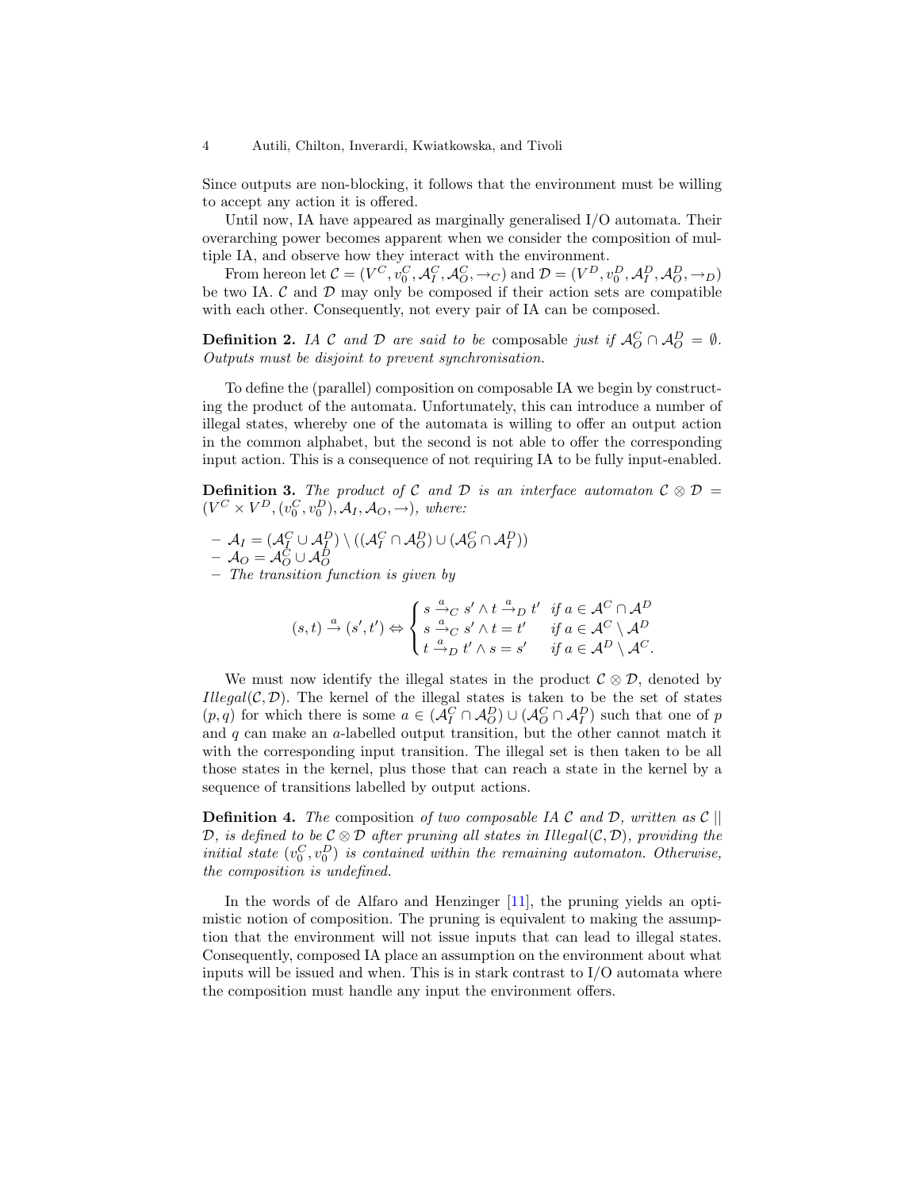Since outputs are non-blocking, it follows that the environment must be willing to accept any action it is offered.

Until now, IA have appeared as marginally generalised I/O automata. Their overarching power becomes apparent when we consider the composition of multiple IA, and observe how they interact with the environment.

From hereon let $\mathcal{C} = (V^C, v_0^C, \mathcal{A}_I^C, \mathcal{A}_O^C, \rightarrow_C)$ and $\mathcal{D} = (V^D, v_0^D, \mathcal{A}_I^D, \mathcal{A}_O^D, \rightarrow_D)$ be two IA. $\mathcal{C}$ and $\mathcal{D}$ may only be composed if their action sets are compatible with each other. Consequently, not every pair of IA can be composed.

**Definition 2.** *IA $\mathcal{C}$ and $\mathcal{D}$ are said to be* composable *just if $\mathcal{A}_O^C \cap \mathcal{A}_O^D = \emptyset$. Outputs must be disjoint to prevent synchronisation.*

To define the (parallel) composition on composable IA we begin by constructing the product of the automata. Unfortunately, this can introduce a number of illegal states, whereby one of the automata is willing to offer an output action in the common alphabet, but the second is not able to offer the corresponding input action. This is a consequence of not requiring IA to be fully input-enabled.

**Definition 3.** *The product of $\mathcal{C}$ and $\mathcal{D}$ is an interface automaton $\mathcal{C} \otimes \mathcal{D} = (V^C \times V^D, (v_0^C, v_0^D), \mathcal{A}_I, \mathcal{A}_O, \rightarrow)$, where:*

- $\mathcal{A}_I = (\mathcal{A}_I^C \cup \mathcal{A}_I^D) \setminus ((\mathcal{A}_I^C \cap \mathcal{A}_O^D) \cup (\mathcal{A}_O^C \cap \mathcal{A}_I^D))$
- $\mathcal{A}_O = \mathcal{A}_O^C \cup \mathcal{A}_O^D$
- *The transition function is given by*

$$(s,t) \xrightarrow{a} (s',t') \Leftrightarrow \begin{cases} s \xrightarrow{a}_C s' \wedge t \xrightarrow{a}_D t' & \text{if } a \in \mathcal{A}^C \cap \mathcal{A}^D \\ s \xrightarrow{a}_C s' \wedge t = t' & \text{if } a \in \mathcal{A}^C \setminus \mathcal{A}^D \\ t \xrightarrow{a}_D t' \wedge s = s' & \text{if } a \in \mathcal{A}^D \setminus \mathcal{A}^C. \end{cases}$$

We must now identify the illegal states in the product $\mathcal{C} \otimes \mathcal{D}$, denoted by $Illegal(\mathcal{C}, \mathcal{D})$. The kernel of the illegal states is taken to be the set of states $(p,q)$ for which there is some $a \in (\mathcal{A}_I^C \cap \mathcal{A}_O^D) \cup (\mathcal{A}_O^C \cap \mathcal{A}_I^D)$ such that one of $p$ and $q$ can make an $a$-labelled output transition, but the other cannot match it with the corresponding input transition. The illegal set is then taken to be all those states in the kernel, plus those that can reach a state in the kernel by a sequence of transitions labelled by output actions.

**Definition 4.** *The* composition *of two composable IA $\mathcal{C}$ and $\mathcal{D}$, written as $\mathcal{C} \| \mathcal{D}$, is defined to be $\mathcal{C} \otimes \mathcal{D}$ after pruning all states in $Illegal(\mathcal{C}, \mathcal{D})$, providing the initial state $(v_0^C, v_0^D)$ is contained within the remaining automaton. Otherwise, the composition is undefined.*

In the words of de Alfaro and Henzinger [11], the pruning yields an optimistic notion of composition. The pruning is equivalent to making the assumption that the environment will not issue inputs that can lead to illegal states. Consequently, composed IA place an assumption on the environment about what inputs will be issued and when. This is in stark contrast to I/O automata where the composition must handle any input the environment offers.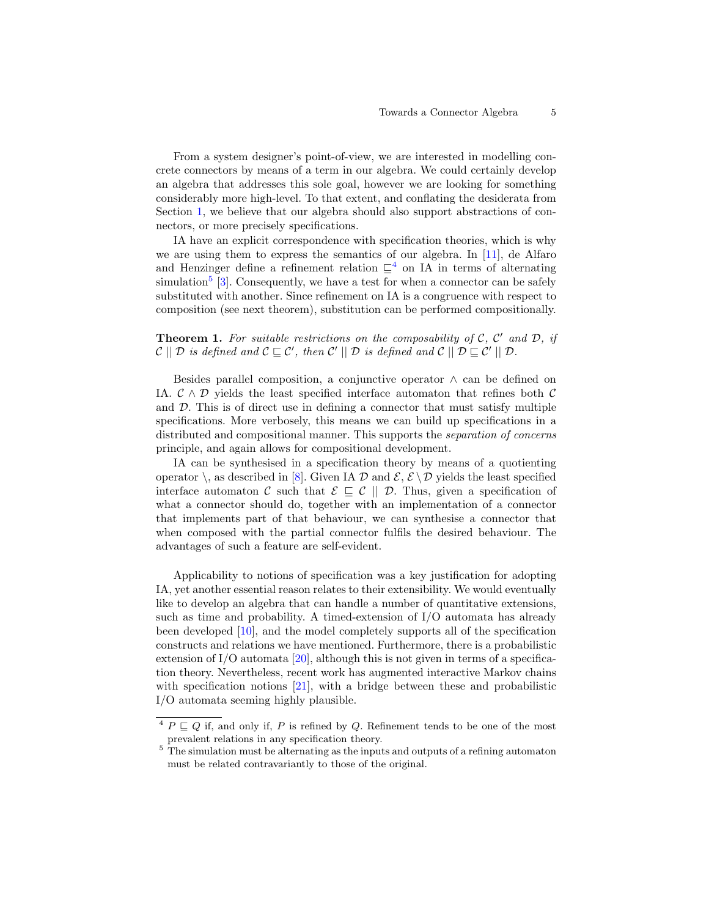From a system designer's point-of-view, we are interested in modelling concrete connectors by means of a term in our algebra. We could certainly develop an algebra that addresses this sole goal, however we are looking for something considerably more high-level. To that extent, and conflating the desiderata from Section 1, we believe that our algebra should also support abstractions of connectors, or more precisely specifications.

IA have an explicit correspondence with specification theories, which is why we are using them to express the semantics of our algebra. In [11], de Alfaro and Henzinger define a refinement relation $\sqsubseteq$[4] on IA in terms of alternating simulation[5] [3]. Consequently, we have a test for when a connector can be safely substituted with another. Since refinement on IA is a congruence with respect to composition (see next theorem), substitution can be performed compositionally.

**Theorem 1.** *For suitable restrictions on the composability of $\mathcal{C}$, $\mathcal{C}'$ and $\mathcal{D}$, if $\mathcal{C} \mid\mid \mathcal{D}$ is defined and $\mathcal{C} \sqsubseteq \mathcal{C}'$, then $\mathcal{C}' \mid\mid \mathcal{D}$ is defined and $\mathcal{C} \mid\mid \mathcal{D} \sqsubseteq \mathcal{C}' \mid\mid \mathcal{D}$.*

Besides parallel composition, a conjunctive operator $\wedge$ can be defined on IA. $\mathcal{C} \wedge \mathcal{D}$ yields the least specified interface automaton that refines both $\mathcal{C}$ and $\mathcal{D}$. This is of direct use in defining a connector that must satisfy multiple specifications. More verbosely, this means we can build up specifications in a distributed and compositional manner. This supports the *separation of concerns* principle, and again allows for compositional development.

IA can be synthesised in a specification theory by means of a quotienting operator $\backslash$, as described in [8]. Given IA $\mathcal{D}$ and $\mathcal{E}$, $\mathcal{E} \backslash \mathcal{D}$ yields the least specified interface automaton $\mathcal{C}$ such that $\mathcal{E} \sqsubseteq \mathcal{C} \mid\mid \mathcal{D}$. Thus, given a specification of what a connector should do, together with an implementation of a connector that implements part of that behaviour, we can synthesise a connector that when composed with the partial connector fulfils the desired behaviour. The advantages of such a feature are self-evident.

Applicability to notions of specification was a key justification for adopting IA, yet another essential reason relates to their extensibility. We would eventually like to develop an algebra that can handle a number of quantitative extensions, such as time and probability. A timed-extension of I/O automata has already been developed [10], and the model completely supports all of the specification constructs and relations we have mentioned. Furthermore, there is a probabilistic extension of I/O automata [20], although this is not given in terms of a specification theory. Nevertheless, recent work has augmented interactive Markov chains with specification notions [21], with a bridge between these and probabilistic I/O automata seeming highly plausible.

[4] $P \sqsubseteq Q$ if, and only if, $P$ is refined by $Q$. Refinement tends to be one of the most prevalent relations in any specification theory.

[5] The simulation must be alternating as the inputs and outputs of a refining automaton must be related contravariantly to those of the original.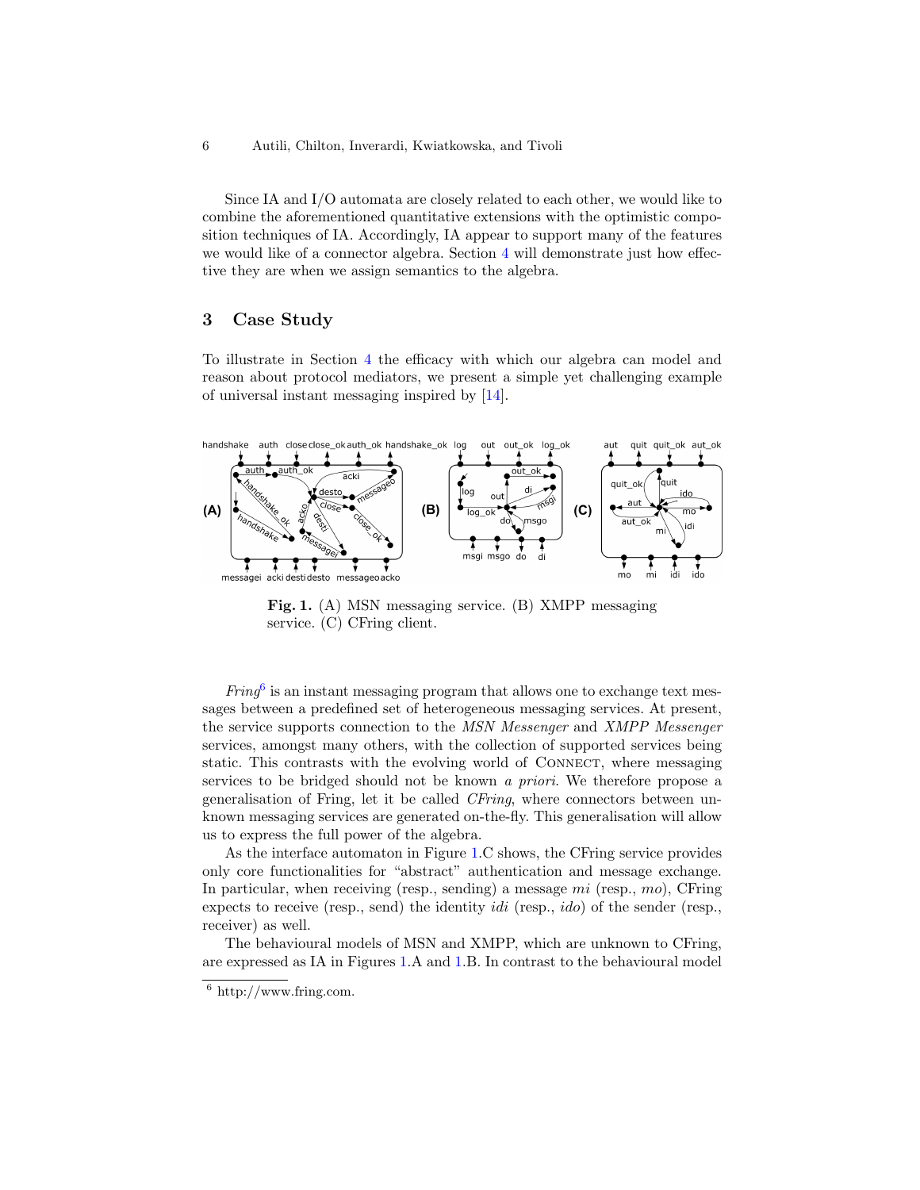Since IA and I/O automata are closely related to each other, we would like to combine the aforementioned quantitative extensions with the optimistic composition techniques of IA. Accordingly, IA appear to support many of the features we would like of a connector algebra. Section 4 will demonstrate just how effective they are when we assign semantics to the algebra.

## 3 Case Study

To illustrate in Section 4 the efficacy with which our algebra can model and reason about protocol mediators, we present a simple yet challenging example of universal instant messaging inspired by [14].

**Fig. 1.** (A) MSN messaging service. (B) XMPP messaging service. (C) CFring client.

*Fring*[6] is an instant messaging program that allows one to exchange text messages between a predefined set of heterogeneous messaging services. At present, the service supports connection to the *MSN Messenger* and *XMPP Messenger* services, amongst many others, with the collection of supported services being static. This contrasts with the evolving world of CONNECT, where messaging services to be bridged should not be known *a priori*. We therefore propose a generalisation of Fring, let it be called *CFring*, where connectors between unknown messaging services are generated on-the-fly. This generalisation will allow us to express the full power of the algebra.

As the interface automaton in Figure 1.C shows, the CFring service provides only core functionalities for "abstract" authentication and message exchange. In particular, when receiving (resp., sending) a message *mi* (resp., *mo*), CFring expects to receive (resp., send) the identity *idi* (resp., *ido*) of the sender (resp., receiver) as well.

The behavioural models of MSN and XMPP, which are unknown to CFring, are expressed as IA in Figures 1.A and 1.B. In contrast to the behavioural model

[6] http://www.fring.com.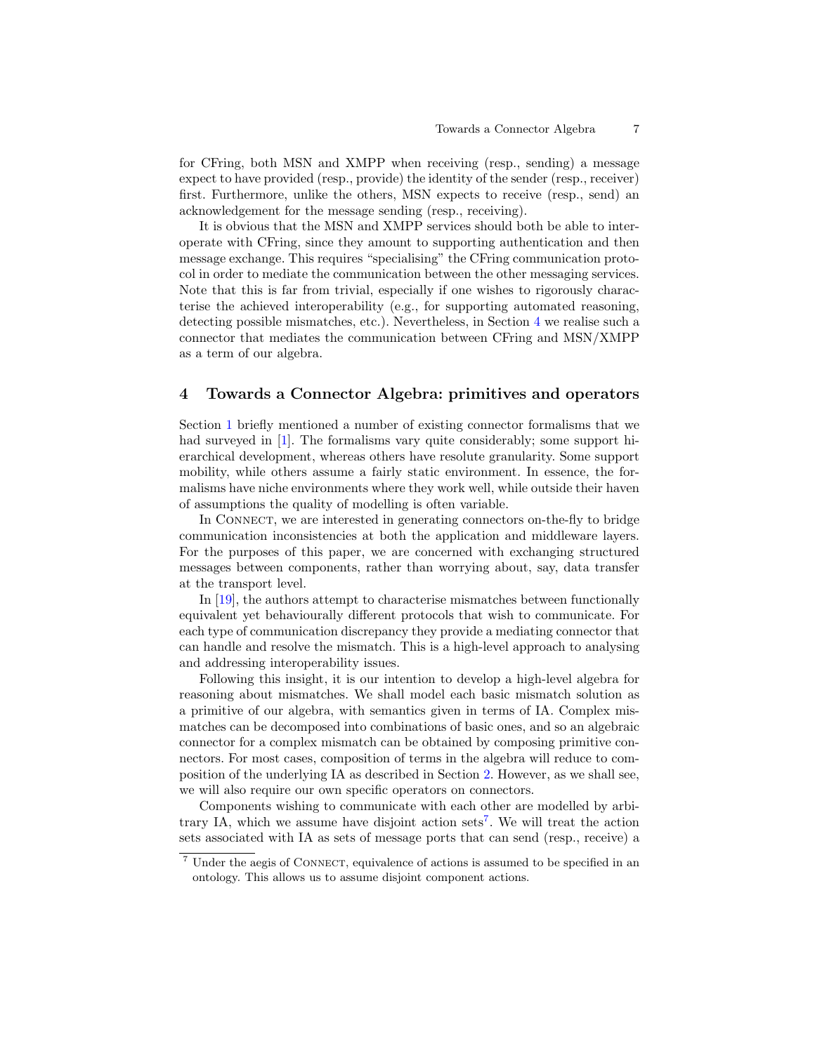for CFring, both MSN and XMPP when receiving (resp., sending) a message expect to have provided (resp., provide) the identity of the sender (resp., receiver) first. Furthermore, unlike the others, MSN expects to receive (resp., send) an acknowledgement for the message sending (resp., receiving).

It is obvious that the MSN and XMPP services should both be able to interoperate with CFring, since they amount to supporting authentication and then message exchange. This requires "specialising" the CFring communication protocol in order to mediate the communication between the other messaging services. Note that this is far from trivial, especially if one wishes to rigorously characterise the achieved interoperability (e.g., for supporting automated reasoning, detecting possible mismatches, etc.). Nevertheless, in Section 4 we realise such a connector that mediates the communication between CFring and MSN/XMPP as a term of our algebra.

## 4 Towards a Connector Algebra: primitives and operators

Section 1 briefly mentioned a number of existing connector formalisms that we had surveyed in [1]. The formalisms vary quite considerably; some support hierarchical development, whereas others have resolute granularity. Some support mobility, while others assume a fairly static environment. In essence, the formalisms have niche environments where they work well, while outside their haven of assumptions the quality of modelling is often variable.

In Connect, we are interested in generating connectors on-the-fly to bridge communication inconsistencies at both the application and middleware layers. For the purposes of this paper, we are concerned with exchanging structured messages between components, rather than worrying about, say, data transfer at the transport level.

In [19], the authors attempt to characterise mismatches between functionally equivalent yet behaviourally different protocols that wish to communicate. For each type of communication discrepancy they provide a mediating connector that can handle and resolve the mismatch. This is a high-level approach to analysing and addressing interoperability issues.

Following this insight, it is our intention to develop a high-level algebra for reasoning about mismatches. We shall model each basic mismatch solution as a primitive of our algebra, with semantics given in terms of IA. Complex mismatches can be decomposed into combinations of basic ones, and so an algebraic connector for a complex mismatch can be obtained by composing primitive connectors. For most cases, composition of terms in the algebra will reduce to composition of the underlying IA as described in Section 2. However, as we shall see, we will also require our own specific operators on connectors.

Components wishing to communicate with each other are modelled by arbitrary IA, which we assume have disjoint action sets[7]. We will treat the action sets associated with IA as sets of message ports that can send (resp., receive) a

[7] Under the aegis of Connect, equivalence of actions is assumed to be specified in an ontology. This allows us to assume disjoint component actions.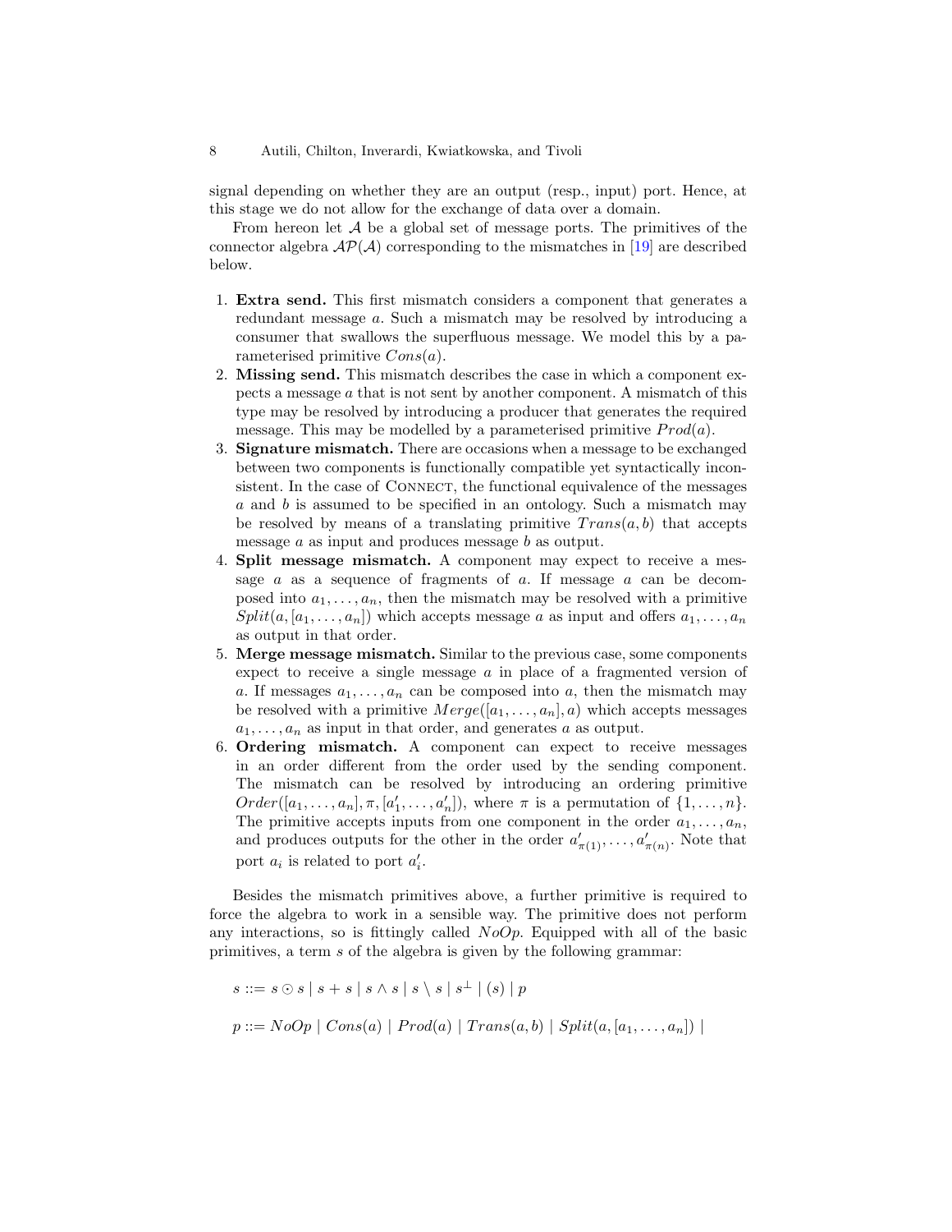signal depending on whether they are an output (resp., input) port. Hence, at this stage we do not allow for the exchange of data over a domain.

From hereon let $\mathcal{A}$ be a global set of message ports. The primitives of the connector algebra $\mathcal{AP}(\mathcal{A})$ corresponding to the mismatches in [19] are described below.

1. **Extra send.** This first mismatch considers a component that generates a redundant message $a$. Such a mismatch may be resolved by introducing a consumer that swallows the superfluous message. We model this by a parameterised primitive $Cons(a)$.
2. **Missing send.** This mismatch describes the case in which a component expects a message $a$ that is not sent by another component. A mismatch of this type may be resolved by introducing a producer that generates the required message. This may be modelled by a parameterised primitive $Prod(a)$.
3. **Signature mismatch.** There are occasions when a message to be exchanged between two components is functionally compatible yet syntactically inconsistent. In the case of Connect, the functional equivalence of the messages $a$ and $b$ is assumed to be specified in an ontology. Such a mismatch may be resolved by means of a translating primitive $Trans(a, b)$ that accepts message $a$ as input and produces message $b$ as output.
4. **Split message mismatch.** A component may expect to receive a message $a$ as a sequence of fragments of $a$. If message $a$ can be decomposed into $a_1, \ldots, a_n$, then the mismatch may be resolved with a primitive $Split(a, [a_1, \ldots, a_n])$ which accepts message $a$ as input and offers $a_1, \ldots, a_n$ as output in that order.
5. **Merge message mismatch.** Similar to the previous case, some components expect to receive a single message $a$ in place of a fragmented version of $a$. If messages $a_1, \ldots, a_n$ can be composed into $a$, then the mismatch may be resolved with a primitive $Merge([a_1, \ldots, a_n], a)$ which accepts messages $a_1, \ldots, a_n$ as input in that order, and generates $a$ as output.
6. **Ordering mismatch.** A component can expect to receive messages in an order different from the order used by the sending component. The mismatch can be resolved by introducing an ordering primitive $Order([a_1, \ldots, a_n], \pi, [a'_1, \ldots, a'_n])$, where $\pi$ is a permutation of $\{1, \ldots, n\}$. The primitive accepts inputs from one component in the order $a_1, \ldots, a_n$, and produces outputs for the other in the order $a'_{\pi(1)}, \ldots, a'_{\pi(n)}$. Note that port $a_i$ is related to port $a'_i$.

Besides the mismatch primitives above, a further primitive is required to force the algebra to work in a sensible way. The primitive does not perform any interactions, so is fittingly called $NoOp$. Equipped with all of the basic primitives, a term $s$ of the algebra is given by the following grammar:

$$s ::= s \odot s \mid s + s \mid s \wedge s \mid s \setminus s \mid s^{\perp} \mid (s) \mid p$$

$$p ::= NoOp \mid Cons(a) \mid Prod(a) \mid Trans(a, b) \mid Split(a, [a_1, \ldots, a_n]) \mid$$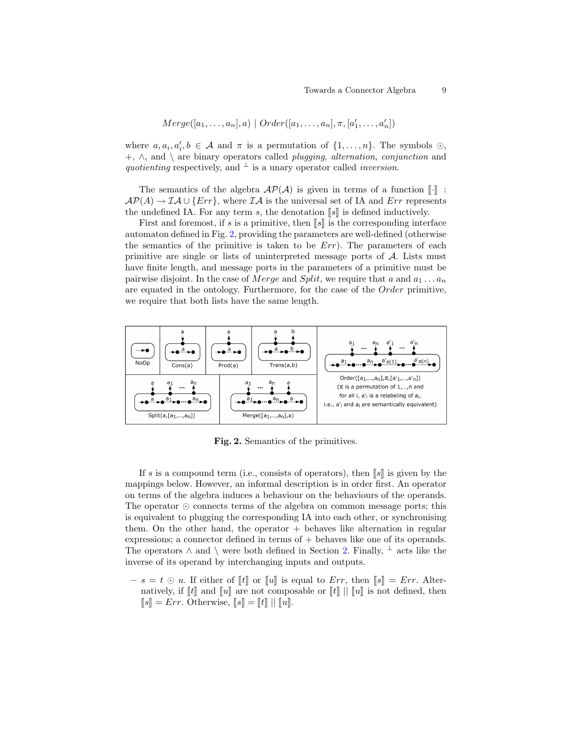$$Merge([a_1, \ldots, a_n], a) \mid Order([a_1, \ldots, a_n], \pi, [a'_1, \ldots, a'_n])$$

where $a, a_i, a'_i, b \in \mathcal{A}$ and $\pi$ is a permutation of $\{1, \ldots, n\}$. The symbols $\odot$, $+$, $\wedge$, and $\setminus$ are binary operators called *plugging*, *alternation*, *conjunction* and *quotienting* respectively, and $^{\perp}$ is a unary operator called *inversion*.

The semantics of the algebra $\mathcal{AP}(\mathcal{A})$ is given in terms of a function $[\![\cdot]\!] : \mathcal{AP}(A) \to \mathcal{IA} \cup \{Err\}$, where $\mathcal{IA}$ is the universal set of IA and $Err$ represents the undefined IA. For any term $s$, the denotation $[\![s]\!]$ is defined inductively.

First and foremost, if $s$ is a primitive, then $[\![s]\!]$ is the corresponding interface automaton defined in Fig. 2, providing the parameters are well-defined (otherwise the semantics of the primitive is taken to be $Err$). The parameters of each primitive are single or lists of uninterpreted message ports of $\mathcal{A}$. Lists must have finite length, and message ports in the parameters of a primitive must be pairwise disjoint. In the case of $Merge$ and $Split$, we require that $a$ and $a_1 \ldots a_n$ are equated in the ontology. Furthermore, for the case of the $Order$ primitive, we require that both lists have the same length.

NoOp | Cons(a) | Prod(a) | Trans(a,b) | Order([a1,...,an],π,[a'1,...,a'n]) (π is a permutation of 1,...,n and for all i, a'i is a relabeling of ai, i.e., a'i and ai are semantically equivalent) | Split(a,[a1,...,an]) | Merge([a1,...,an],a)

**Fig. 2.** Semantics of the primitives.

If $s$ is a compound term (i.e., consists of operators), then $[\![s]\!]$ is given by the mappings below. However, an informal description is in order first. An operator on terms of the algebra induces a behaviour on the behaviours of the operands. The operator $\odot$ connects terms of the algebra on common message ports; this is equivalent to plugging the corresponding IA into each other, or synchronising them. On the other hand, the operator $+$ behaves like alternation in regular expressions; a connector defined in terms of $+$ behaves like one of its operands. The operators $\wedge$ and $\setminus$ were both defined in Section 2. Finally, $^{\perp}$ acts like the inverse of its operand by interchanging inputs and outputs.

- $s = t \odot u$. If either of $[\![t]\!]$ or $[\![u]\!]$ is equal to $Err$, then $[\![s]\!] = Err$. Alternatively, if $[\![t]\!]$ and $[\![u]\!]$ are not composable or $[\![t]\!] \parallel [\![u]\!]$ is not defined, then $[\![s]\!] = Err$. Otherwise, $[\![s]\!] = [\![t]\!] \parallel [\![u]\!]$.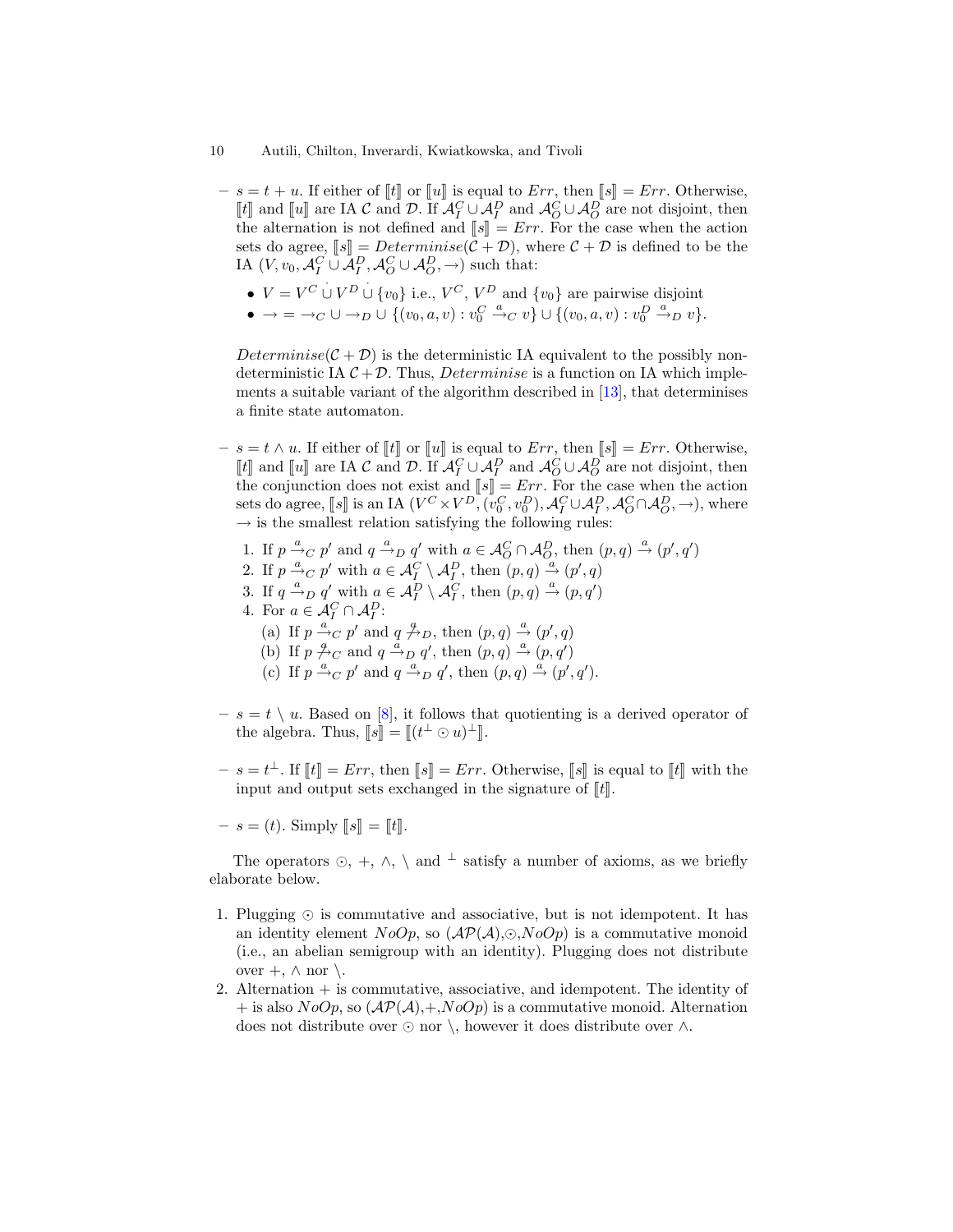- $s = t + u$. If either of $[\![t]\!]$ or $[\![u]\!]$ is equal to $Err$, then $[\![s]\!] = Err$. Otherwise, $[\![t]\!]$ and $[\![u]\!]$ are IA $\mathcal{C}$ and $\mathcal{D}$. If $\mathcal{A}_I^C \cup \mathcal{A}_I^D$ and $\mathcal{A}_O^C \cup \mathcal{A}_O^D$ are not disjoint, then the alternation is not defined and $[\![s]\!] = Err$. For the case when the action sets do agree, $[\![s]\!] = Determinise(\mathcal{C} + \mathcal{D})$, where $\mathcal{C} + \mathcal{D}$ is defined to be the IA $(V, v_0, \mathcal{A}_I^C \cup \mathcal{A}_I^D, \mathcal{A}_O^C \cup \mathcal{A}_O^D, \rightarrow)$ such that:
  - $V = V^C \dot\cup V^D \dot\cup \{v_0\}$ i.e., $V^C$, $V^D$ and $\{v_0\}$ are pairwise disjoint
  - $\rightarrow = \rightarrow_C \cup \rightarrow_D \cup \{(v_0, a, v) : v_0^C \xrightarrow{a}_C v\} \cup \{(v_0, a, v) : v_0^D \xrightarrow{a}_D v\}$.

  $Determinise(\mathcal{C} + \mathcal{D})$ is the deterministic IA equivalent to the possibly non-deterministic IA $\mathcal{C} + \mathcal{D}$. Thus, $Determinise$ is a function on IA which implements a suitable variant of the algorithm described in [13], that determinises a finite state automaton.

- $s = t \wedge u$. If either of $[\![t]\!]$ or $[\![u]\!]$ is equal to $Err$, then $[\![s]\!] = Err$. Otherwise, $[\![t]\!]$ and $[\![u]\!]$ are IA $\mathcal{C}$ and $\mathcal{D}$. If $\mathcal{A}_I^C \cup \mathcal{A}_I^D$ and $\mathcal{A}_O^C \cup \mathcal{A}_O^D$ are not disjoint, then the conjunction does not exist and $[\![s]\!] = Err$. For the case when the action sets do agree, $[\![s]\!]$ is an IA $(V^C \times V^D, (v_0^C, v_0^D), \mathcal{A}_I^C \cup \mathcal{A}_I^D, \mathcal{A}_O^C \cap \mathcal{A}_O^D, \rightarrow)$, where $\rightarrow$ is the smallest relation satisfying the following rules:
  1. If $p \xrightarrow{a}_C p'$ and $q \xrightarrow{a}_D q'$ with $a \in \mathcal{A}_O^C \cap \mathcal{A}_O^D$, then $(p, q) \xrightarrow{a} (p', q')$
  2. If $p \xrightarrow{a}_C p'$ with $a \in \mathcal{A}_I^C \setminus \mathcal{A}_I^D$, then $(p, q) \xrightarrow{a} (p', q)$
  3. If $q \xrightarrow{a}_D q'$ with $a \in \mathcal{A}_I^D \setminus \mathcal{A}_I^C$, then $(p, q) \xrightarrow{a} (p, q')$
  4. For $a \in \mathcal{A}_I^C \cap \mathcal{A}_I^D$:
     (a) If $p \xrightarrow{a}_C p'$ and $q \not\xrightarrow{a}_D$, then $(p, q) \xrightarrow{a} (p', q)$
     (b) If $p \not\xrightarrow{a}_C$ and $q \xrightarrow{a}_D q'$, then $(p, q) \xrightarrow{a} (p, q')$
     (c) If $p \xrightarrow{a}_C p'$ and $q \xrightarrow{a}_D q'$, then $(p, q) \xrightarrow{a} (p', q')$.

- $s = t \setminus u$. Based on [8], it follows that quotienting is a derived operator of the algebra. Thus, $[\![s]\!] = [\![(t^\perp \odot u)^\perp]\!]$.

- $s = t^\perp$. If $[\![t]\!] = Err$, then $[\![s]\!] = Err$. Otherwise, $[\![s]\!]$ is equal to $[\![t]\!]$ with the input and output sets exchanged in the signature of $[\![t]\!]$.

- $s = (t)$. Simply $[\![s]\!] = [\![t]\!]$.

The operators $\odot$, $+$, $\wedge$, $\setminus$ and $^\perp$ satisfy a number of axioms, as we briefly elaborate below.

1. Plugging $\odot$ is commutative and associative, but is not idempotent. It has an identity element $NoOp$, so ($\mathcal{AP}(\mathcal{A})$,$\odot$,$NoOp$) is a commutative monoid (i.e., an abelian semigroup with an identity). Plugging does not distribute over $+$, $\wedge$ nor $\setminus$.
2. Alternation $+$ is commutative, associative, and idempotent. The identity of $+$ is also $NoOp$, so ($\mathcal{AP}(\mathcal{A})$,$+$,$NoOp$) is a commutative monoid. Alternation does not distribute over $\odot$ nor $\setminus$, however it does distribute over $\wedge$.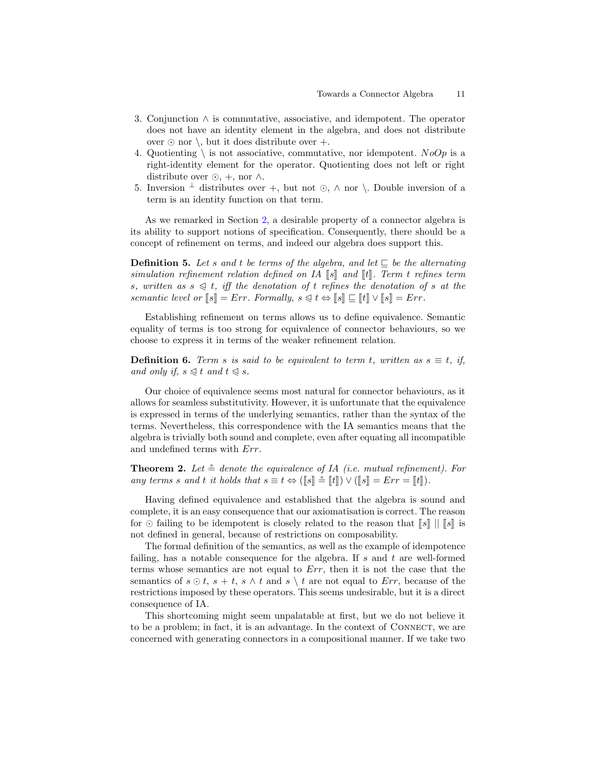3. Conjunction $\wedge$ is commutative, associative, and idempotent. The operator does not have an identity element in the algebra, and does not distribute over $\odot$ nor $\setminus$, but it does distribute over $+$.
4. Quotienting $\setminus$ is not associative, commutative, nor idempotent. $NoOp$ is a right-identity element for the operator. Quotienting does not left or right distribute over $\odot$, $+$, nor $\wedge$.
5. Inversion $^{\perp}$ distributes over $+$, but not $\odot$, $\wedge$ nor $\setminus$. Double inversion of a term is an identity function on that term.

As we remarked in Section 2, a desirable property of a connector algebra is its ability to support notions of specification. Consequently, there should be a concept of refinement on terms, and indeed our algebra does support this.

**Definition 5.** *Let $s$ and $t$ be terms of the algebra, and let $\sqsubseteq$ be the alternating simulation refinement relation defined on IA $[\![s]\!]$ and $[\![t]\!]$. Term $t$ refines term $s$, written as $s \trianglelefteq t$, iff the denotation of $t$ refines the denotation of $s$ at the semantic level or $[\![s]\!] = Err$. Formally, $s \trianglelefteq t \Leftrightarrow [\![s]\!] \sqsubseteq [\![t]\!] \vee [\![s]\!] = Err$.*

Establishing refinement on terms allows us to define equivalence. Semantic equality of terms is too strong for equivalence of connector behaviours, so we choose to express it in terms of the weaker refinement relation.

**Definition 6.** *Term $s$ is said to be equivalent to term $t$, written as $s \equiv t$, if, and only if, $s \trianglelefteq t$ and $t \trianglelefteq s$.*

Our choice of equivalence seems most natural for connector behaviours, as it allows for seamless substitutivity. However, it is unfortunate that the equivalence is expressed in terms of the underlying semantics, rather than the syntax of the terms. Nevertheless, this correspondence with the IA semantics means that the algebra is trivially both sound and complete, even after equating all incompatible and undefined terms with $Err$.

**Theorem 2.** *Let $\mathrel{\mathring{=}}$ denote the equivalence of IA (i.e. mutual refinement). For any terms $s$ and $t$ it holds that $s \equiv t \Leftrightarrow ([\![s]\!] \mathrel{\mathring{=}} [\![t]\!]) \vee ([\![s]\!] = Err = [\![t]\!])$.*

Having defined equivalence and established that the algebra is sound and complete, it is an easy consequence that our axiomatisation is correct. The reason for $\odot$ failing to be idempotent is closely related to the reason that $[\![s]\!] \mid\mid [\![s]\!]$ is not defined in general, because of restrictions on composability.

The formal definition of the semantics, as well as the example of idempotence failing, has a notable consequence for the algebra. If $s$ and $t$ are well-formed terms whose semantics are not equal to $Err$, then it is not the case that the semantics of $s \odot t$, $s + t$, $s \wedge t$ and $s \setminus t$ are not equal to $Err$, because of the restrictions imposed by these operators. This seems undesirable, but it is a direct consequence of IA.

This shortcoming might seem unpalatable at first, but we do not believe it to be a problem; in fact, it is an advantage. In the context of CONNECT, we are concerned with generating connectors in a compositional manner. If we take two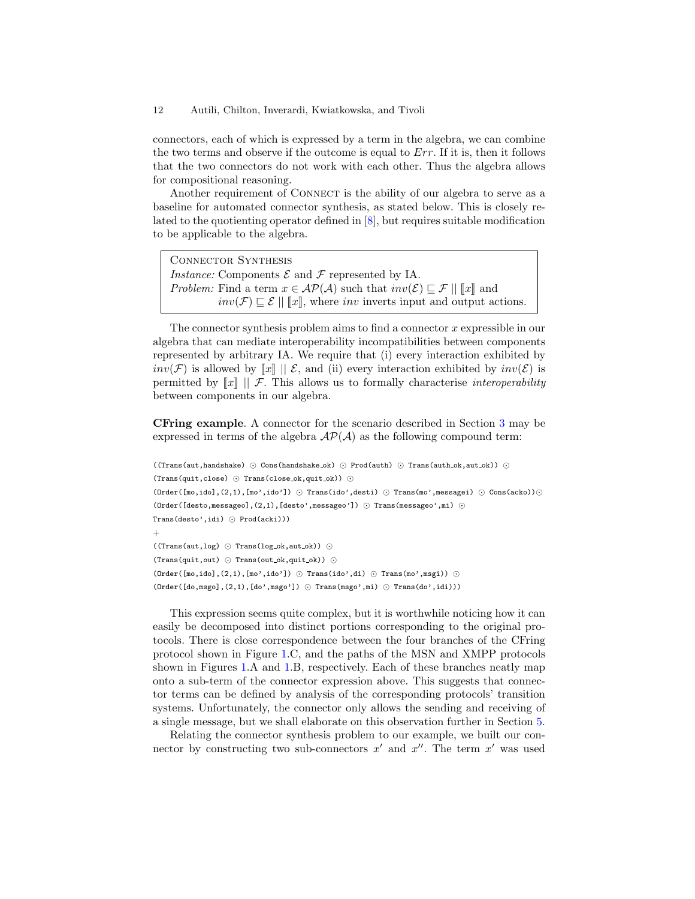connectors, each of which is expressed by a term in the algebra, we can combine the two terms and observe if the outcome is equal to $Err$. If it is, then it follows that the two connectors do not work with each other. Thus the algebra allows for compositional reasoning.

Another requirement of Connect is the ability of our algebra to serve as a baseline for automated connector synthesis, as stated below. This is closely related to the quotienting operator defined in [8], but requires suitable modification to be applicable to the algebra.

> Connector Synthesis
> *Instance:* Components $\mathcal{E}$ and $\mathcal{F}$ represented by IA.
> *Problem:* Find a term $x \in \mathcal{AP}(\mathcal{A})$ such that $inv(\mathcal{E}) \sqsubseteq \mathcal{F} \mid\mid [\![x]\!]$ and $inv(\mathcal{F}) \sqsubseteq \mathcal{E} \mid\mid [\![x]\!]$, where $inv$ inverts input and output actions.

The connector synthesis problem aims to find a connector $x$ expressible in our algebra that can mediate interoperability incompatibilities between components represented by arbitrary IA. We require that (i) every interaction exhibited by $inv(\mathcal{F})$ is allowed by $[\![x]\!] \mid\mid \mathcal{E}$, and (ii) every interaction exhibited by $inv(\mathcal{E})$ is permitted by $[\![x]\!] \mid\mid \mathcal{F}$. This allows us to formally characterise *interoperability* between components in our algebra.

**CFring example**. A connector for the scenario described in Section 3 may be expressed in terms of the algebra $\mathcal{AP}(\mathcal{A})$ as the following compound term:

```
((Trans(aut,handshake) ⊙ Cons(handshake_ok) ⊙ Prod(auth) ⊙ Trans(auth_ok,aut_ok)) ⊙
(Trans(quit,close) ⊙ Trans(close_ok,quit_ok)) ⊙
(Order([mo,ido],(2,1),[mo',ido']) ⊙ Trans(ido',desti) ⊙ Trans(mo',messagei) ⊙ Cons(acko))⊙
(Order([desto,messageo],(2,1),[desto',messageo']) ⊙ Trans(messageo',mi) ⊙
Trans(desto',idi) ⊙ Prod(acki)))
+
((Trans(aut,log) ⊙ Trans(log_ok,aut_ok)) ⊙
(Trans(quit,out) ⊙ Trans(out_ok,quit_ok)) ⊙
(Order([mo,ido],(2,1),[mo',ido']) ⊙ Trans(ido',di) ⊙ Trans(mo',msgi)) ⊙
(Order([do,msgo],(2,1),[do',msgo']) ⊙ Trans(msgo',mi) ⊙ Trans(do',idi)))
```

This expression seems quite complex, but it is worthwhile noticing how it can easily be decomposed into distinct portions corresponding to the original protocols. There is close correspondence between the four branches of the CFring protocol shown in Figure 1.C, and the paths of the MSN and XMPP protocols shown in Figures 1.A and 1.B, respectively. Each of these branches neatly map onto a sub-term of the connector expression above. This suggests that connector terms can be defined by analysis of the corresponding protocols' transition systems. Unfortunately, the connector only allows the sending and receiving of a single message, but we shall elaborate on this observation further in Section 5.

Relating the connector synthesis problem to our example, we built our connector by constructing two sub-connectors $x'$ and $x''$. The term $x'$ was used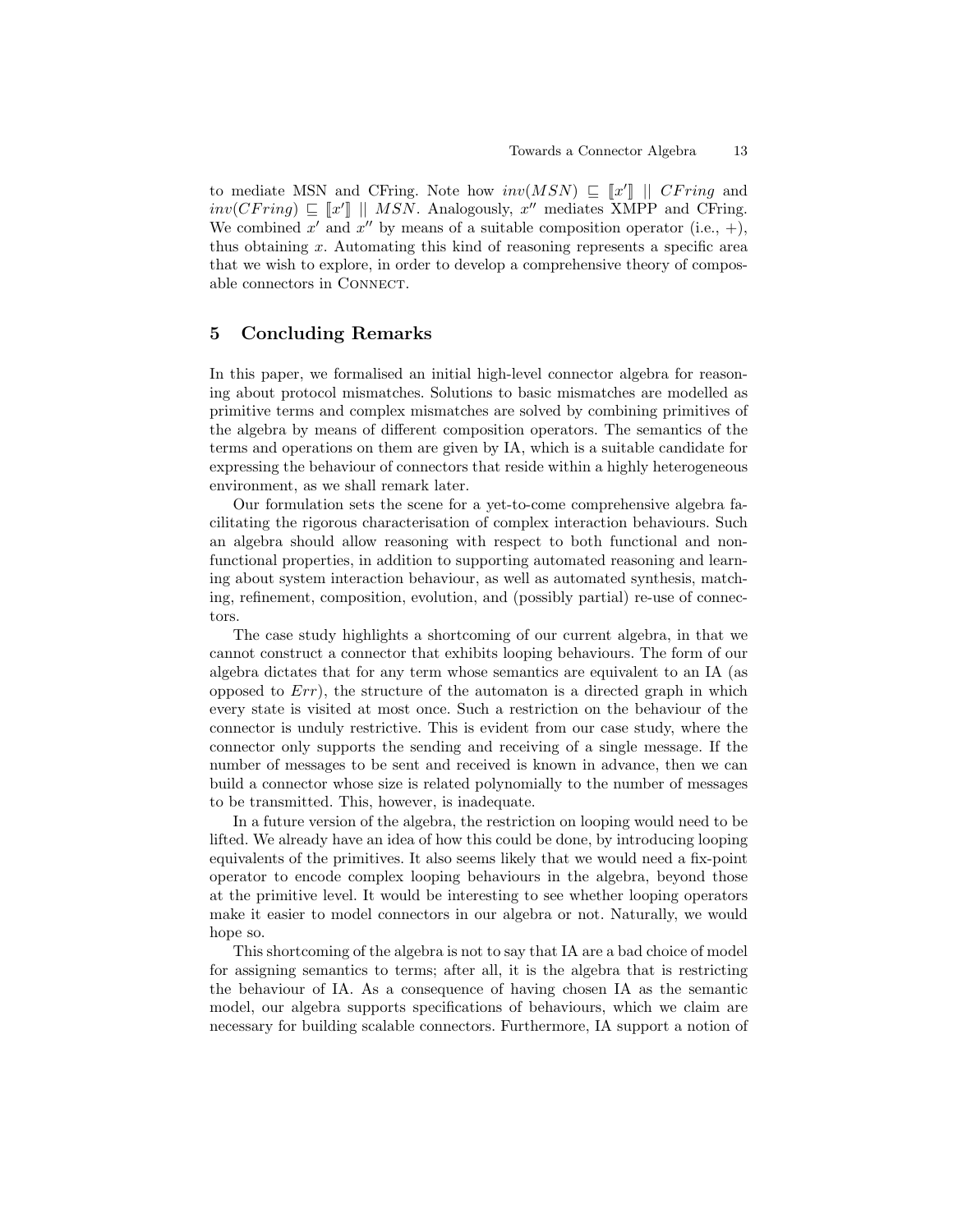to mediate MSN and CFring. Note how $inv(MSN) \sqsubseteq [\![x']\!] \mid\mid CFring$ and $inv(CFring) \sqsubseteq [\![x']\!] \mid\mid MSN$. Analogously, $x''$ mediates XMPP and CFring. We combined $x'$ and $x''$ by means of a suitable composition operator (i.e., $+$), thus obtaining $x$. Automating this kind of reasoning represents a specific area that we wish to explore, in order to develop a comprehensive theory of composable connectors in CONNECT.

## 5 Concluding Remarks

In this paper, we formalised an initial high-level connector algebra for reasoning about protocol mismatches. Solutions to basic mismatches are modelled as primitive terms and complex mismatches are solved by combining primitives of the algebra by means of different composition operators. The semantics of the terms and operations on them are given by IA, which is a suitable candidate for expressing the behaviour of connectors that reside within a highly heterogeneous environment, as we shall remark later.

Our formulation sets the scene for a yet-to-come comprehensive algebra facilitating the rigorous characterisation of complex interaction behaviours. Such an algebra should allow reasoning with respect to both functional and non-functional properties, in addition to supporting automated reasoning and learning about system interaction behaviour, as well as automated synthesis, matching, refinement, composition, evolution, and (possibly partial) re-use of connectors.

The case study highlights a shortcoming of our current algebra, in that we cannot construct a connector that exhibits looping behaviours. The form of our algebra dictates that for any term whose semantics are equivalent to an IA (as opposed to $Err$), the structure of the automaton is a directed graph in which every state is visited at most once. Such a restriction on the behaviour of the connector is unduly restrictive. This is evident from our case study, where the connector only supports the sending and receiving of a single message. If the number of messages to be sent and received is known in advance, then we can build a connector whose size is related polynomially to the number of messages to be transmitted. This, however, is inadequate.

In a future version of the algebra, the restriction on looping would need to be lifted. We already have an idea of how this could be done, by introducing looping equivalents of the primitives. It also seems likely that we would need a fix-point operator to encode complex looping behaviours in the algebra, beyond those at the primitive level. It would be interesting to see whether looping operators make it easier to model connectors in our algebra or not. Naturally, we would hope so.

This shortcoming of the algebra is not to say that IA are a bad choice of model for assigning semantics to terms; after all, it is the algebra that is restricting the behaviour of IA. As a consequence of having chosen IA as the semantic model, our algebra supports specifications of behaviours, which we claim are necessary for building scalable connectors. Furthermore, IA support a notion of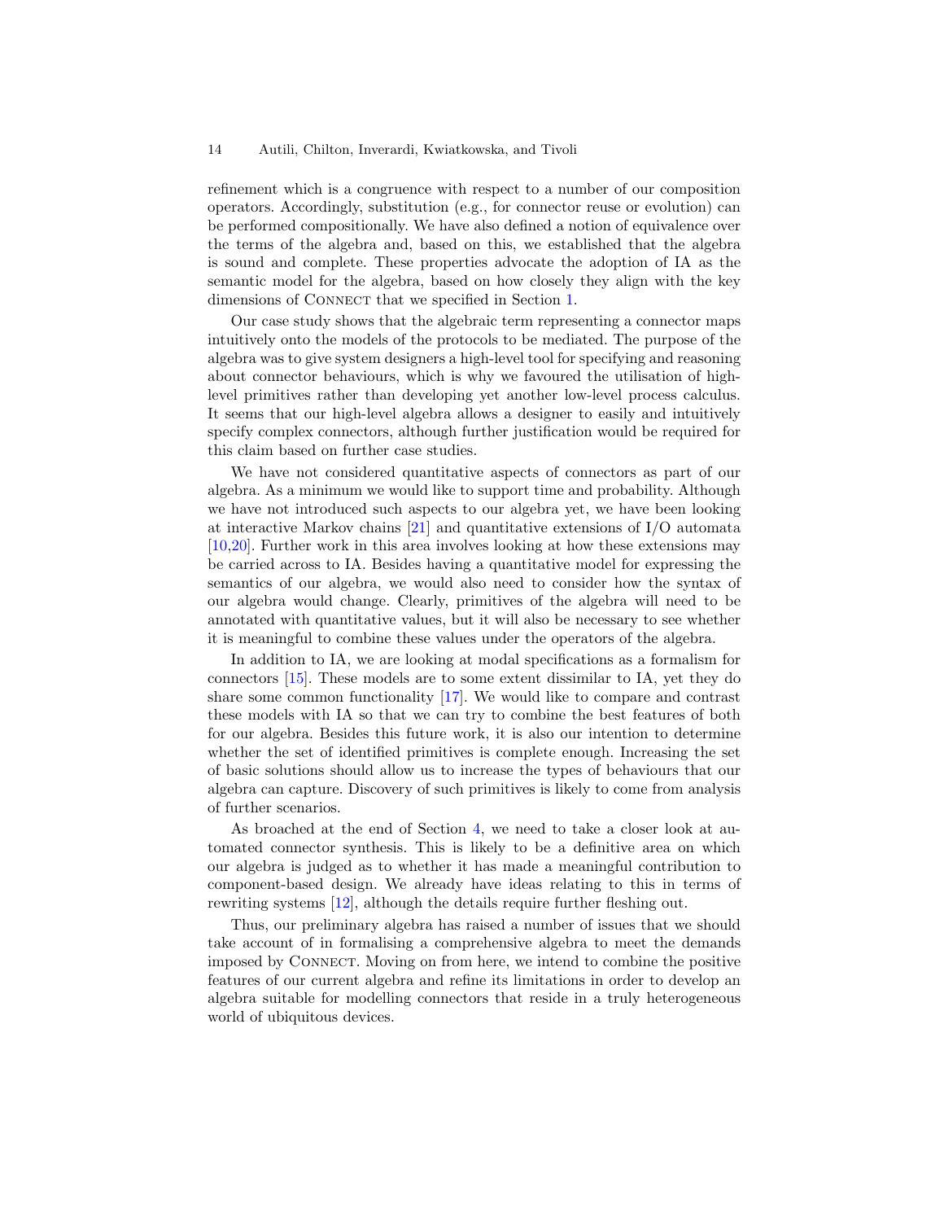refinement which is a congruence with respect to a number of our composition operators. Accordingly, substitution (e.g., for connector reuse or evolution) can be performed compositionally. We have also defined a notion of equivalence over the terms of the algebra and, based on this, we established that the algebra is sound and complete. These properties advocate the adoption of IA as the semantic model for the algebra, based on how closely they align with the key dimensions of CONNECT that we specified in Section 1.

Our case study shows that the algebraic term representing a connector maps intuitively onto the models of the protocols to be mediated. The purpose of the algebra was to give system designers a high-level tool for specifying and reasoning about connector behaviours, which is why we favoured the utilisation of high-level primitives rather than developing yet another low-level process calculus. It seems that our high-level algebra allows a designer to easily and intuitively specify complex connectors, although further justification would be required for this claim based on further case studies.

We have not considered quantitative aspects of connectors as part of our algebra. As a minimum we would like to support time and probability. Although we have not introduced such aspects to our algebra yet, we have been looking at interactive Markov chains [21] and quantitative extensions of I/O automata [10,20]. Further work in this area involves looking at how these extensions may be carried across to IA. Besides having a quantitative model for expressing the semantics of our algebra, we would also need to consider how the syntax of our algebra would change. Clearly, primitives of the algebra will need to be annotated with quantitative values, but it will also be necessary to see whether it is meaningful to combine these values under the operators of the algebra.

In addition to IA, we are looking at modal specifications as a formalism for connectors [15]. These models are to some extent dissimilar to IA, yet they do share some common functionality [17]. We would like to compare and contrast these models with IA so that we can try to combine the best features of both for our algebra. Besides this future work, it is also our intention to determine whether the set of identified primitives is complete enough. Increasing the set of basic solutions should allow us to increase the types of behaviours that our algebra can capture. Discovery of such primitives is likely to come from analysis of further scenarios.

As broached at the end of Section 4, we need to take a closer look at automated connector synthesis. This is likely to be a definitive area on which our algebra is judged as to whether it has made a meaningful contribution to component-based design. We already have ideas relating to this in terms of rewriting systems [12], although the details require further fleshing out.

Thus, our preliminary algebra has raised a number of issues that we should take account of in formalising a comprehensive algebra to meet the demands imposed by CONNECT. Moving on from here, we intend to combine the positive features of our current algebra and refine its limitations in order to develop an algebra suitable for modelling connectors that reside in a truly heterogeneous world of ubiquitous devices.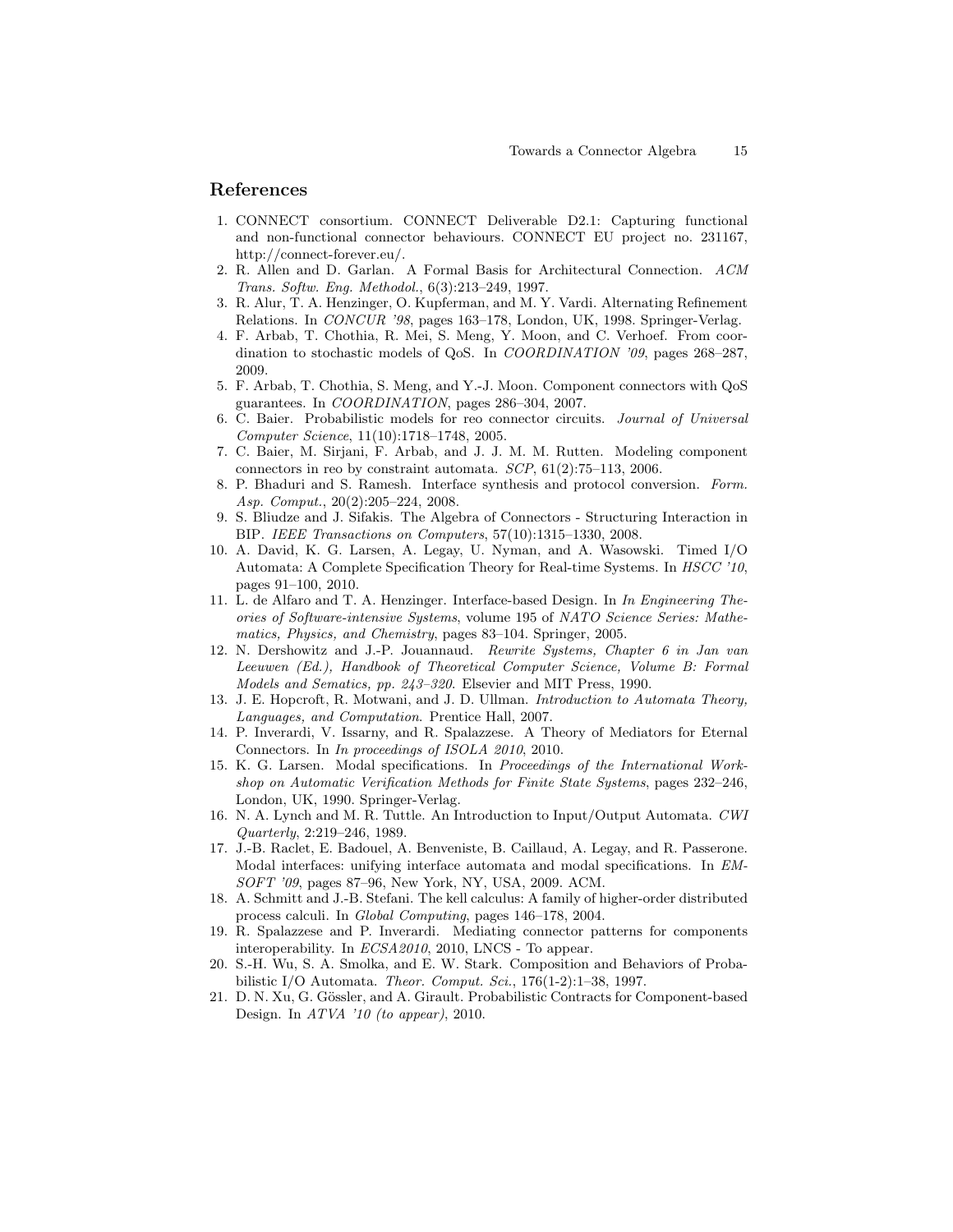## References

1. CONNECT consortium. CONNECT Deliverable D2.1: Capturing functional and non-functional connector behaviours. CONNECT EU project no. 231167, http://connect-forever.eu/.
2. R. Allen and D. Garlan. A Formal Basis for Architectural Connection. *ACM Trans. Softw. Eng. Methodol.*, 6(3):213–249, 1997.
3. R. Alur, T. A. Henzinger, O. Kupferman, and M. Y. Vardi. Alternating Refinement Relations. In *CONCUR '98*, pages 163–178, London, UK, 1998. Springer-Verlag.
4. F. Arbab, T. Chothia, R. Mei, S. Meng, Y. Moon, and C. Verhoef. From coordination to stochastic models of QoS. In *COORDINATION '09*, pages 268–287, 2009.
5. F. Arbab, T. Chothia, S. Meng, and Y.-J. Moon. Component connectors with QoS guarantees. In *COORDINATION*, pages 286–304, 2007.
6. C. Baier. Probabilistic models for reo connector circuits. *Journal of Universal Computer Science*, 11(10):1718–1748, 2005.
7. C. Baier, M. Sirjani, F. Arbab, and J. J. M. M. Rutten. Modeling component connectors in reo by constraint automata. *SCP*, 61(2):75–113, 2006.
8. P. Bhaduri and S. Ramesh. Interface synthesis and protocol conversion. *Form. Asp. Comput.*, 20(2):205–224, 2008.
9. S. Bliudze and J. Sifakis. The Algebra of Connectors - Structuring Interaction in BIP. *IEEE Transactions on Computers*, 57(10):1315–1330, 2008.
10. A. David, K. G. Larsen, A. Legay, U. Nyman, and A. Wasowski. Timed I/O Automata: A Complete Specification Theory for Real-time Systems. In *HSCC '10*, pages 91–100, 2010.
11. L. de Alfaro and T. A. Henzinger. Interface-based Design. In *In Engineering Theories of Software-intensive Systems*, volume 195 of *NATO Science Series: Mathematics, Physics, and Chemistry*, pages 83–104. Springer, 2005.
12. N. Dershowitz and J.-P. Jouannaud. *Rewrite Systems, Chapter 6 in Jan van Leeuwen (Ed.), Handbook of Theoretical Computer Science, Volume B: Formal Models and Sematics, pp. 243–320*. Elsevier and MIT Press, 1990.
13. J. E. Hopcroft, R. Motwani, and J. D. Ullman. *Introduction to Automata Theory, Languages, and Computation*. Prentice Hall, 2007.
14. P. Inverardi, V. Issarny, and R. Spalazzese. A Theory of Mediators for Eternal Connectors. In *In proceedings of ISOLA 2010*, 2010.
15. K. G. Larsen. Modal specifications. In *Proceedings of the International Workshop on Automatic Verification Methods for Finite State Systems*, pages 232–246, London, UK, 1990. Springer-Verlag.
16. N. A. Lynch and M. R. Tuttle. An Introduction to Input/Output Automata. *CWI Quarterly*, 2:219–246, 1989.
17. J.-B. Raclet, E. Badouel, A. Benveniste, B. Caillaud, A. Legay, and R. Passerone. Modal interfaces: unifying interface automata and modal specifications. In *EMSOFT '09*, pages 87–96, New York, NY, USA, 2009. ACM.
18. A. Schmitt and J.-B. Stefani. The kell calculus: A family of higher-order distributed process calculi. In *Global Computing*, pages 146–178, 2004.
19. R. Spalazzese and P. Inverardi. Mediating connector patterns for components interoperability. In *ECSA2010*, 2010, LNCS - To appear.
20. S.-H. Wu, S. A. Smolka, and E. W. Stark. Composition and Behaviors of Probabilistic I/O Automata. *Theor. Comput. Sci.*, 176(1-2):1–38, 1997.
21. D. N. Xu, G. Gössler, and A. Girault. Probabilistic Contracts for Component-based Design. In *ATVA '10 (to appear)*, 2010.